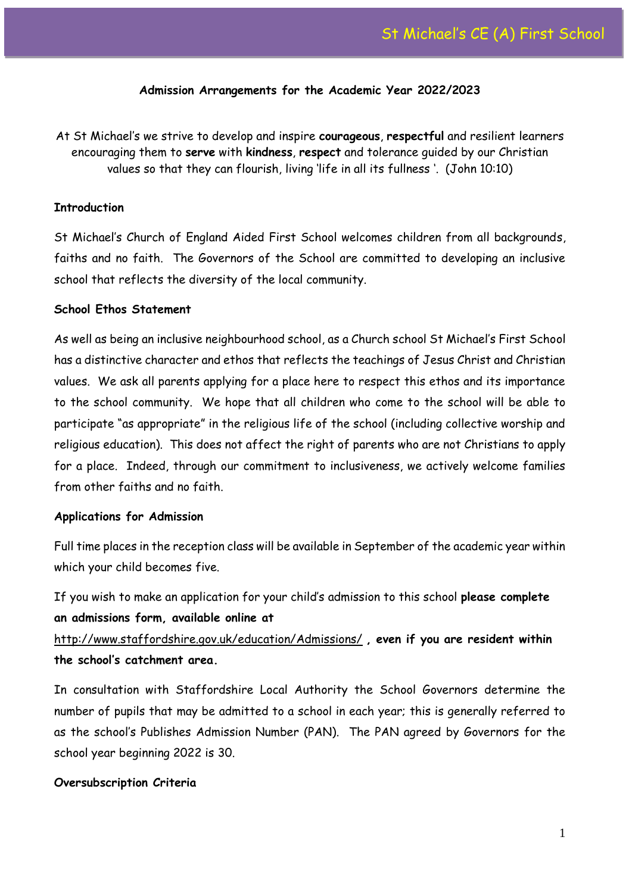**Admission Arrangements for the Academic Year 2022/2023**

At St Michael's we strive to develop and inspire **courageous**, **respectful** and resilient learners encouraging them to **serve** with **kindness**, **respect** and tolerance guided by our Christian values so that they can flourish, living 'life in all its fullness '. (John 10:10)

**Introduction**

St Michael's Church of England Aided First School welcomes children from all backgrounds, faiths and no faith. The Governors of the School are committed to developing an inclusive school that reflects the diversity of the local community.

**School Ethos Statement**

As well as being an inclusive neighbourhood school, as a Church school St Michael's First School has a distinctive character and ethos that reflects the teachings of Jesus Christ and Christian values. We ask all parents applying for a place here to respect this ethos and its importance to the school community. We hope that all children who come to the school will be able to participate "as appropriate" in the religious life of the school (including collective worship and religious education). This does not affect the right of parents who are not Christians to apply for a place. Indeed, through our commitment to inclusiveness, we actively welcome families from other faiths and no faith.

**Applications for Admission**

Full time places in the reception class will be available in September of the academic year within which your child becomes five.

If you wish to make an application for your child's admission to this school **please complete an admissions form, available online at** http://www.staffordshire.gov.uk/education/Admissions/ **, even if you are resident within the school's catchment area.**

In consultation with Staffordshire Local Authority the School Governors determine the number of pupils that may be admitted to a school in each year; this is generally referred to as the school's Publishes Admission Number (PAN). The PAN agreed by Governors for the school year beginning 2022 is 30.

**Oversubscription Criteria**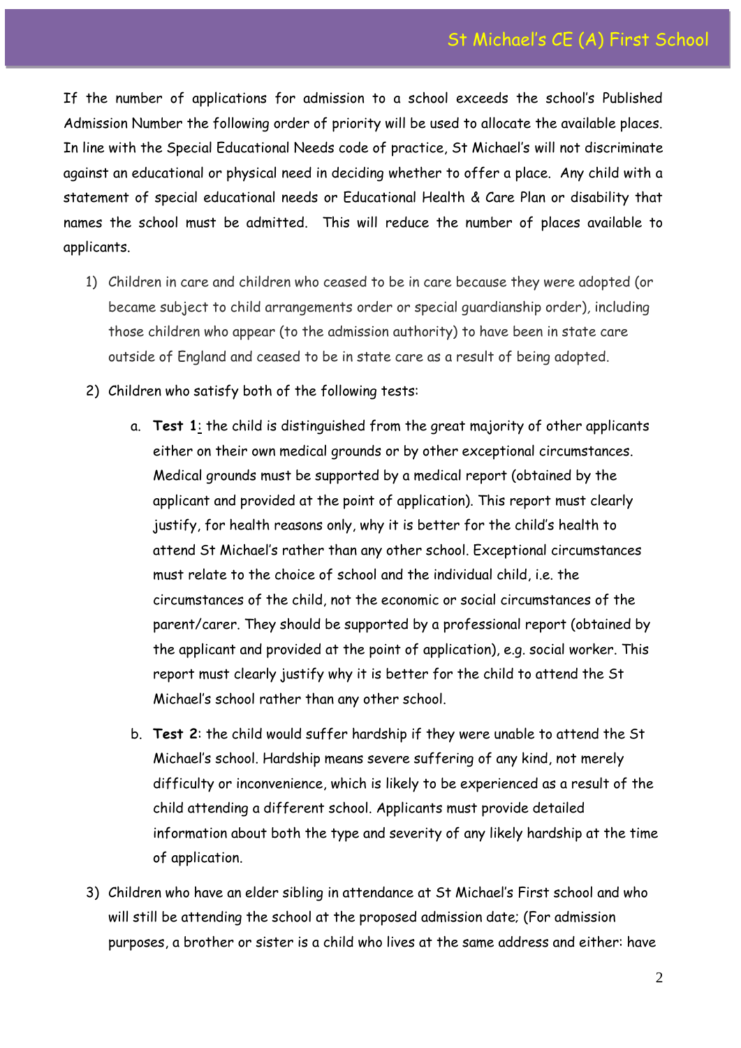If the number of applications for admission to a school exceeds the school's Published Admission Number the following order of priority will be used to allocate the available places. In line with the Special Educational Needs code of practice, St Michael's will not discriminate against an educational or physical need in deciding whether to offer a place. Any child with a statement of special educational needs or Educational Health & Care Plan or disability that names the school must be admitted. This will reduce the number of places available to applicants.

1) Children in care and children who ceased to be in care because they were adopted (or became subject to child arrangements order or special guardianship order), including those children who appear (to the admission authority) to have been in state care outside of England and ceased to be in state care as a result of being adopted.

2) Children who satisfy both of the following tests:

    a. **Test 1**: the child is distinguished from the great majority of other applicants either on their own medical grounds or by other exceptional circumstances. Medical grounds must be supported by a medical report (obtained by the applicant and provided at the point of application). This report must clearly justify, for health reasons only, why it is better for the child's health to attend St Michael's rather than any other school. Exceptional circumstances must relate to the choice of school and the individual child, i.e. the circumstances of the child, not the economic or social circumstances of the parent/carer. They should be supported by a professional report (obtained by the applicant and provided at the point of application), e.g. social worker. This report must clearly justify why it is better for the child to attend the St Michael's school rather than any other school.

    b. **Test 2**: the child would suffer hardship if they were unable to attend the St Michael's school. Hardship means severe suffering of any kind, not merely difficulty or inconvenience, which is likely to be experienced as a result of the child attending a different school. Applicants must provide detailed information about both the type and severity of any likely hardship at the time of application.

3) Children who have an elder sibling in attendance at St Michael's First school and who will still be attending the school at the proposed admission date; (For admission purposes, a brother or sister is a child who lives at the same address and either: have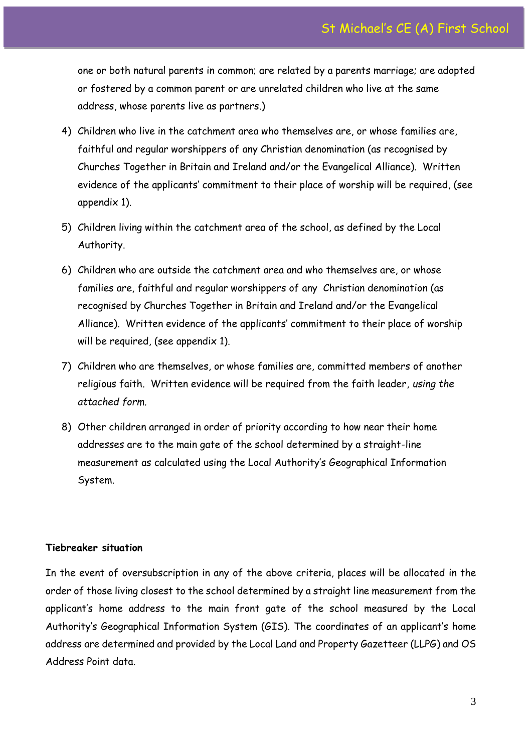one or both natural parents in common; are related by a parents marriage; are adopted or fostered by a common parent or are unrelated children who live at the same address, whose parents live as partners.)

4) Children who live in the catchment area who themselves are, or whose families are, faithful and regular worshippers of any Christian denomination (as recognised by Churches Together in Britain and Ireland and/or the Evangelical Alliance). Written evidence of the applicants' commitment to their place of worship will be required, (see appendix 1).

5) Children living within the catchment area of the school, as defined by the Local Authority.

6) Children who are outside the catchment area and who themselves are, or whose families are, faithful and regular worshippers of any Christian denomination (as recognised by Churches Together in Britain and Ireland and/or the Evangelical Alliance). Written evidence of the applicants' commitment to their place of worship will be required, (see appendix 1).

7) Children who are themselves, or whose families are, committed members of another religious faith. Written evidence will be required from the faith leader, *using the attached form.*

8) Other children arranged in order of priority according to how near their home addresses are to the main gate of the school determined by a straight-line measurement as calculated using the Local Authority's Geographical Information System.

**Tiebreaker situation**

In the event of oversubscription in any of the above criteria, places will be allocated in the order of those living closest to the school determined by a straight line measurement from the applicant's home address to the main front gate of the school measured by the Local Authority's Geographical Information System (GIS). The coordinates of an applicant's home address are determined and provided by the Local Land and Property Gazetteer (LLPG) and OS Address Point data.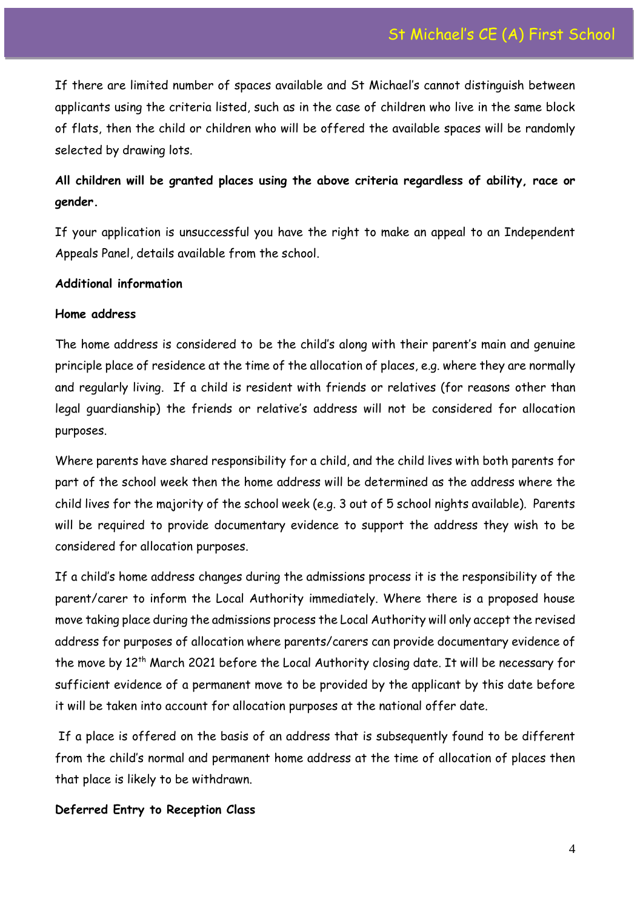If there are limited number of spaces available and St Michael's cannot distinguish between applicants using the criteria listed, such as in the case of children who live in the same block of flats, then the child or children who will be offered the available spaces will be randomly selected by drawing lots.

**All children will be granted places using the above criteria regardless of ability, race or gender.**

If your application is unsuccessful you have the right to make an appeal to an Independent Appeals Panel, details available from the school.

**Additional information**

**Home address**

The home address is considered to be the child's along with their parent's main and genuine principle place of residence at the time of the allocation of places, e.g. where they are normally and regularly living. If a child is resident with friends or relatives (for reasons other than legal guardianship) the friends or relative's address will not be considered for allocation purposes.

Where parents have shared responsibility for a child, and the child lives with both parents for part of the school week then the home address will be determined as the address where the child lives for the majority of the school week (e.g. 3 out of 5 school nights available). Parents will be required to provide documentary evidence to support the address they wish to be considered for allocation purposes.

If a child's home address changes during the admissions process it is the responsibility of the parent/carer to inform the Local Authority immediately. Where there is a proposed house move taking place during the admissions process the Local Authority will only accept the revised address for purposes of allocation where parents/carers can provide documentary evidence of the move by 12th March 2021 before the Local Authority closing date. It will be necessary for sufficient evidence of a permanent move to be provided by the applicant by this date before it will be taken into account for allocation purposes at the national offer date.

If a place is offered on the basis of an address that is subsequently found to be different from the child's normal and permanent home address at the time of allocation of places then that place is likely to be withdrawn.

**Deferred Entry to Reception Class**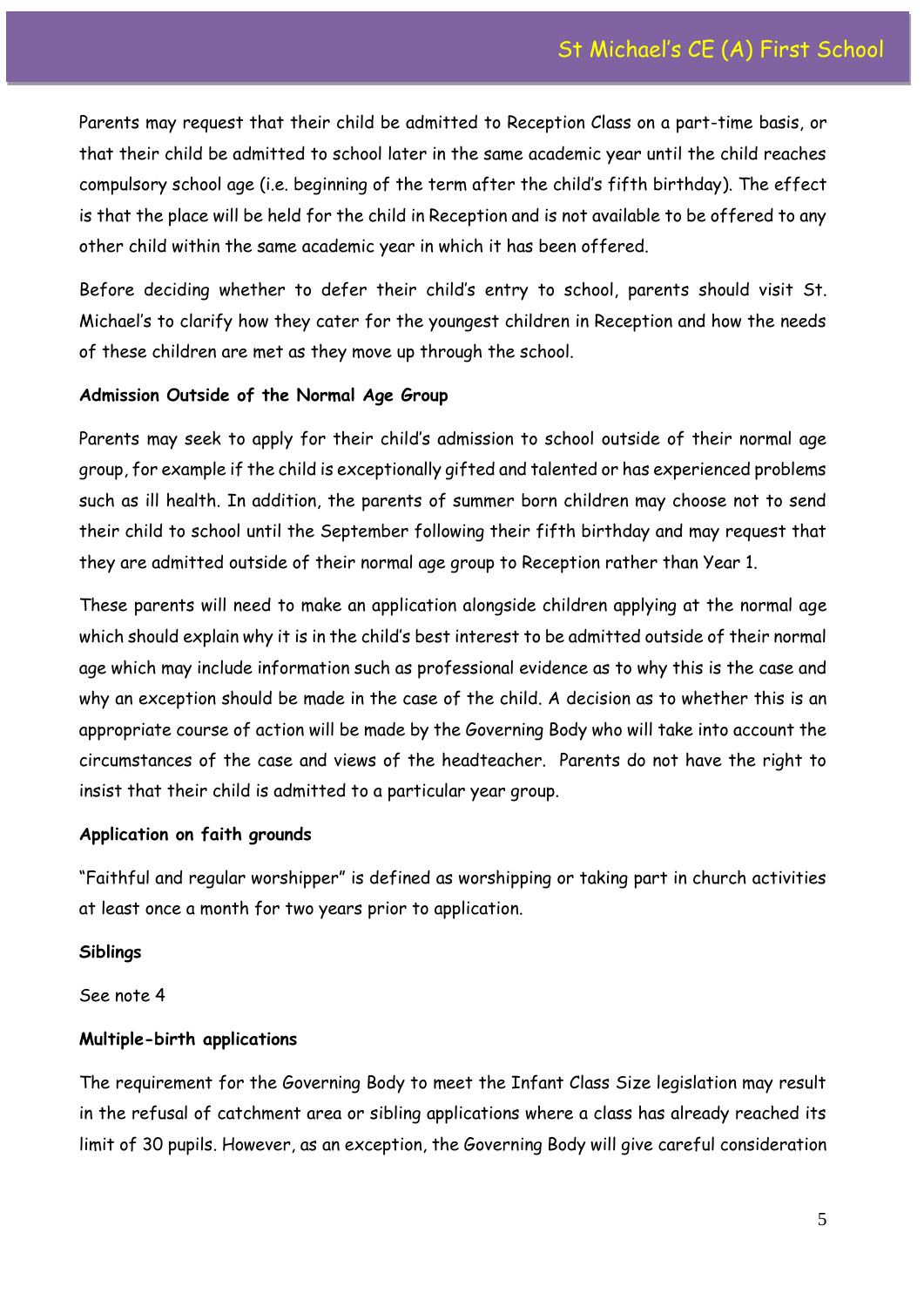Parents may request that their child be admitted to Reception Class on a part-time basis, or that their child be admitted to school later in the same academic year until the child reaches compulsory school age (i.e. beginning of the term after the child's fifth birthday). The effect is that the place will be held for the child in Reception and is not available to be offered to any other child within the same academic year in which it has been offered.

Before deciding whether to defer their child's entry to school, parents should visit St. Michael's to clarify how they cater for the youngest children in Reception and how the needs of these children are met as they move up through the school.

**Admission Outside of the Normal Age Group**

Parents may seek to apply for their child's admission to school outside of their normal age group, for example if the child is exceptionally gifted and talented or has experienced problems such as ill health. In addition, the parents of summer born children may choose not to send their child to school until the September following their fifth birthday and may request that they are admitted outside of their normal age group to Reception rather than Year 1.

These parents will need to make an application alongside children applying at the normal age which should explain why it is in the child's best interest to be admitted outside of their normal age which may include information such as professional evidence as to why this is the case and why an exception should be made in the case of the child. A decision as to whether this is an appropriate course of action will be made by the Governing Body who will take into account the circumstances of the case and views of the headteacher. Parents do not have the right to insist that their child is admitted to a particular year group.

**Application on faith grounds**

"Faithful and regular worshipper" is defined as worshipping or taking part in church activities at least once a month for two years prior to application.

**Siblings**

See note 4

**Multiple-birth applications**

The requirement for the Governing Body to meet the Infant Class Size legislation may result in the refusal of catchment area or sibling applications where a class has already reached its limit of 30 pupils. However, as an exception, the Governing Body will give careful consideration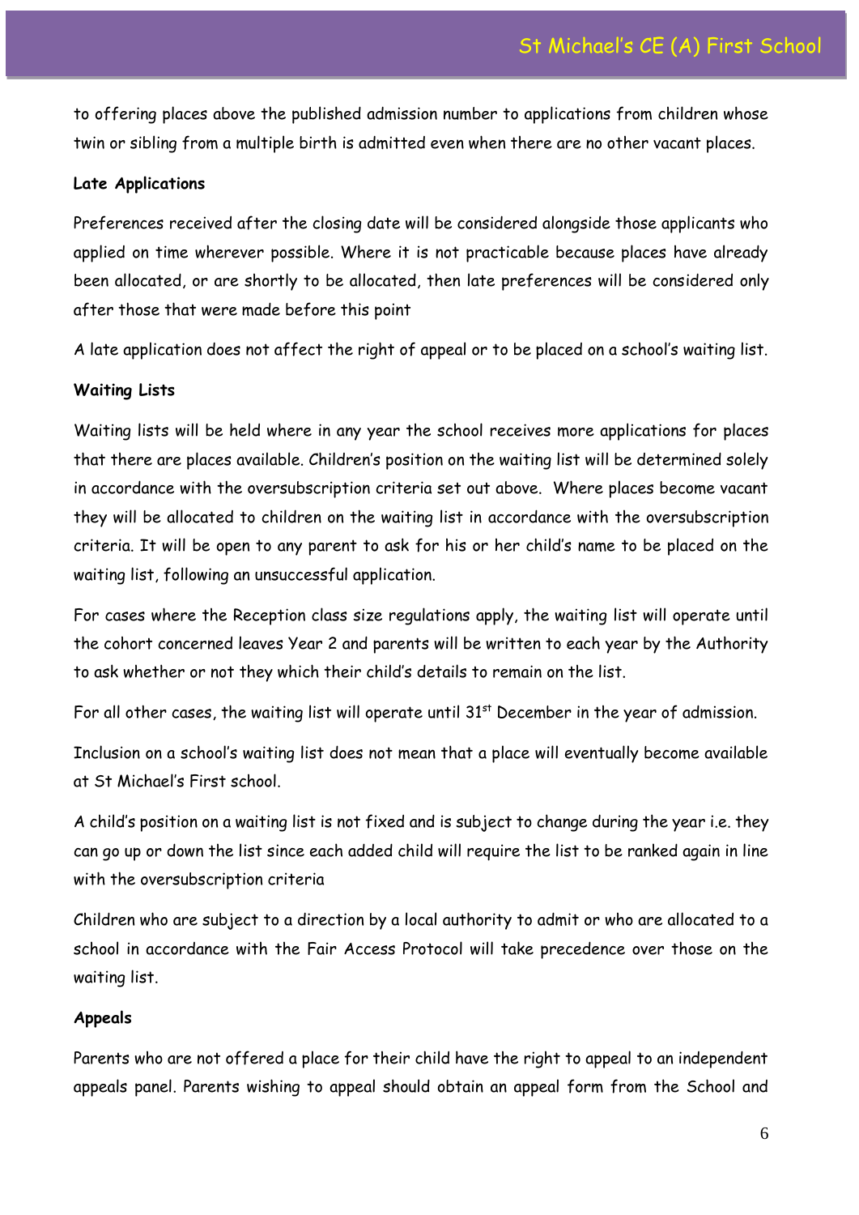to offering places above the published admission number to applications from children whose twin or sibling from a multiple birth is admitted even when there are no other vacant places.

**Late Applications**

Preferences received after the closing date will be considered alongside those applicants who applied on time wherever possible. Where it is not practicable because places have already been allocated, or are shortly to be allocated, then late preferences will be considered only after those that were made before this point

A late application does not affect the right of appeal or to be placed on a school's waiting list.

**Waiting Lists**

Waiting lists will be held where in any year the school receives more applications for places that there are places available. Children's position on the waiting list will be determined solely in accordance with the oversubscription criteria set out above. Where places become vacant they will be allocated to children on the waiting list in accordance with the oversubscription criteria. It will be open to any parent to ask for his or her child's name to be placed on the waiting list, following an unsuccessful application.

For cases where the Reception class size regulations apply, the waiting list will operate until the cohort concerned leaves Year 2 and parents will be written to each year by the Authority to ask whether or not they which their child's details to remain on the list.

For all other cases, the waiting list will operate until 31st December in the year of admission.

Inclusion on a school's waiting list does not mean that a place will eventually become available at St Michael's First school.

A child's position on a waiting list is not fixed and is subject to change during the year i.e. they can go up or down the list since each added child will require the list to be ranked again in line with the oversubscription criteria

Children who are subject to a direction by a local authority to admit or who are allocated to a school in accordance with the Fair Access Protocol will take precedence over those on the waiting list.

**Appeals**

Parents who are not offered a place for their child have the right to appeal to an independent appeals panel. Parents wishing to appeal should obtain an appeal form from the School and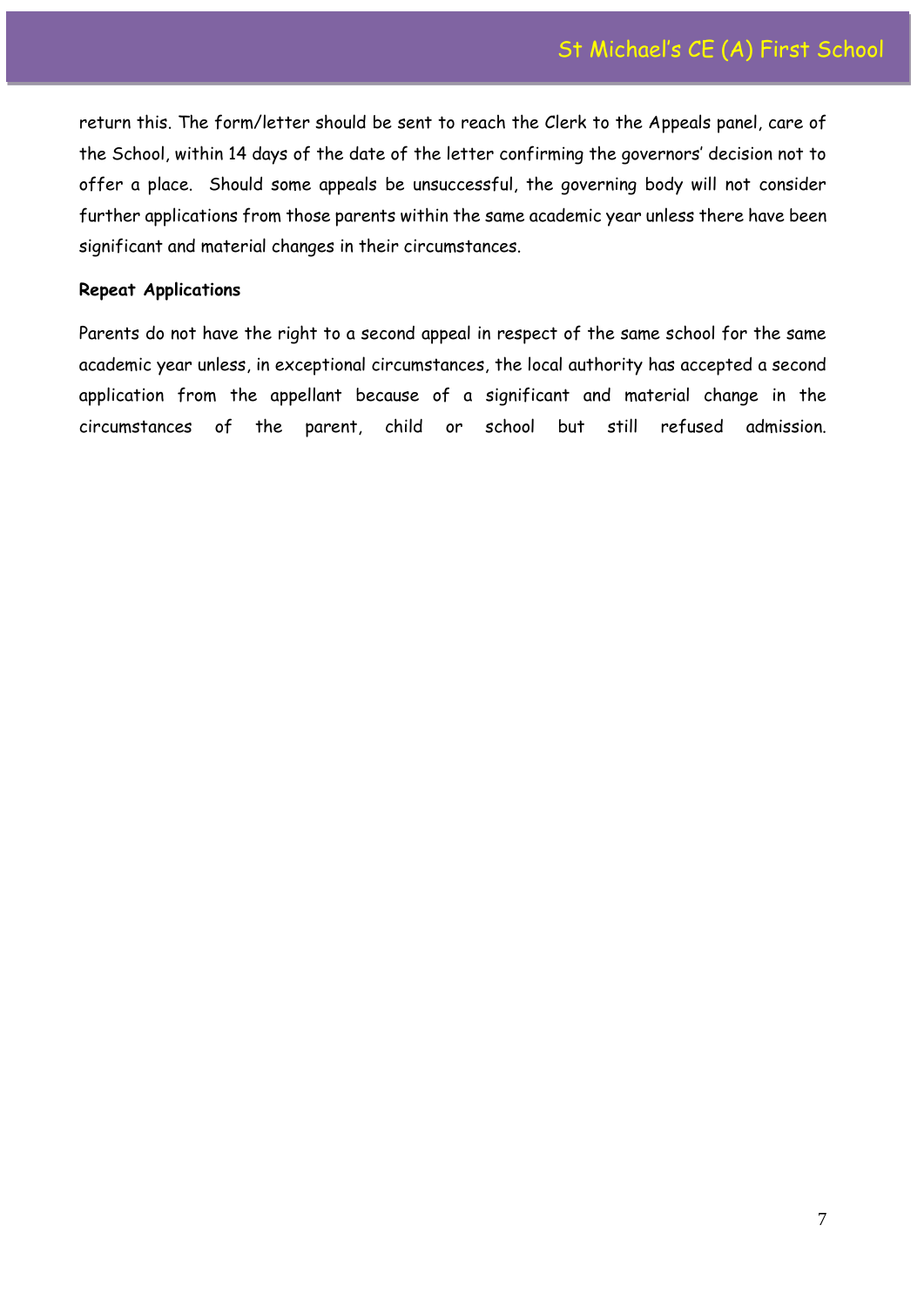return this. The form/letter should be sent to reach the Clerk to the Appeals panel, care of the School, within 14 days of the date of the letter confirming the governors' decision not to offer a place. Should some appeals be unsuccessful, the governing body will not consider further applications from those parents within the same academic year unless there have been significant and material changes in their circumstances.

**Repeat Applications**

Parents do not have the right to a second appeal in respect of the same school for the same academic year unless, in exceptional circumstances, the local authority has accepted a second application from the appellant because of a significant and material change in the circumstances of the parent, child or school but still refused admission.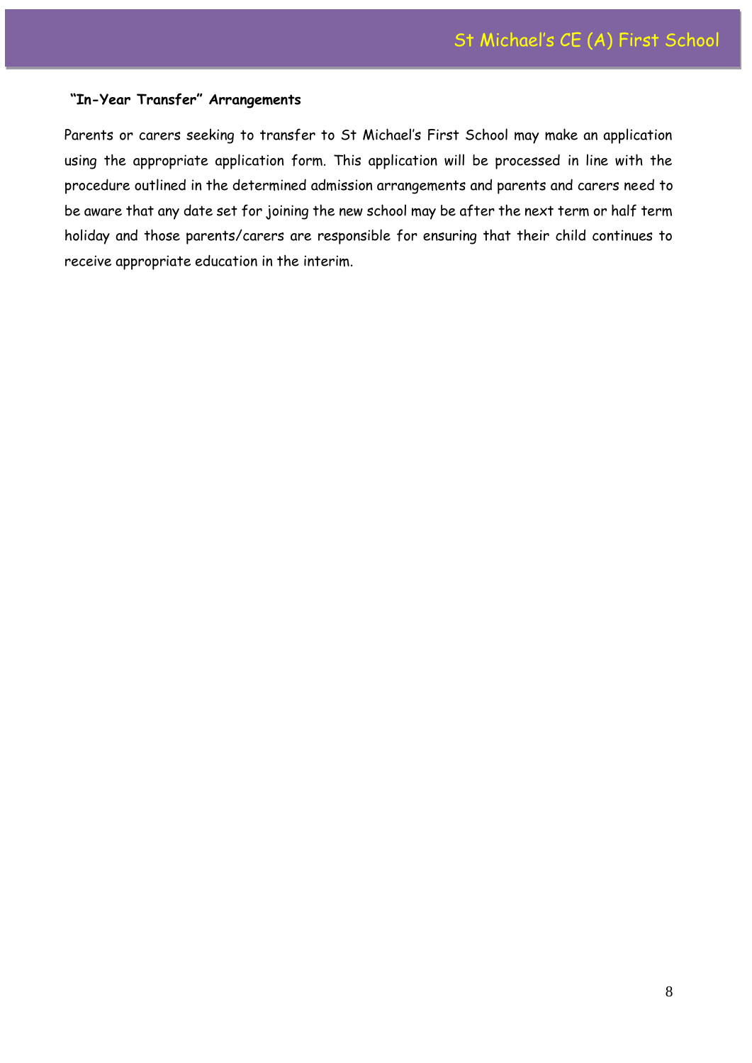**"In-Year Transfer" Arrangements**

Parents or carers seeking to transfer to St Michael's First School may make an application using the appropriate application form. This application will be processed in line with the procedure outlined in the determined admission arrangements and parents and carers need to be aware that any date set for joining the new school may be after the next term or half term holiday and those parents/carers are responsible for ensuring that their child continues to receive appropriate education in the interim.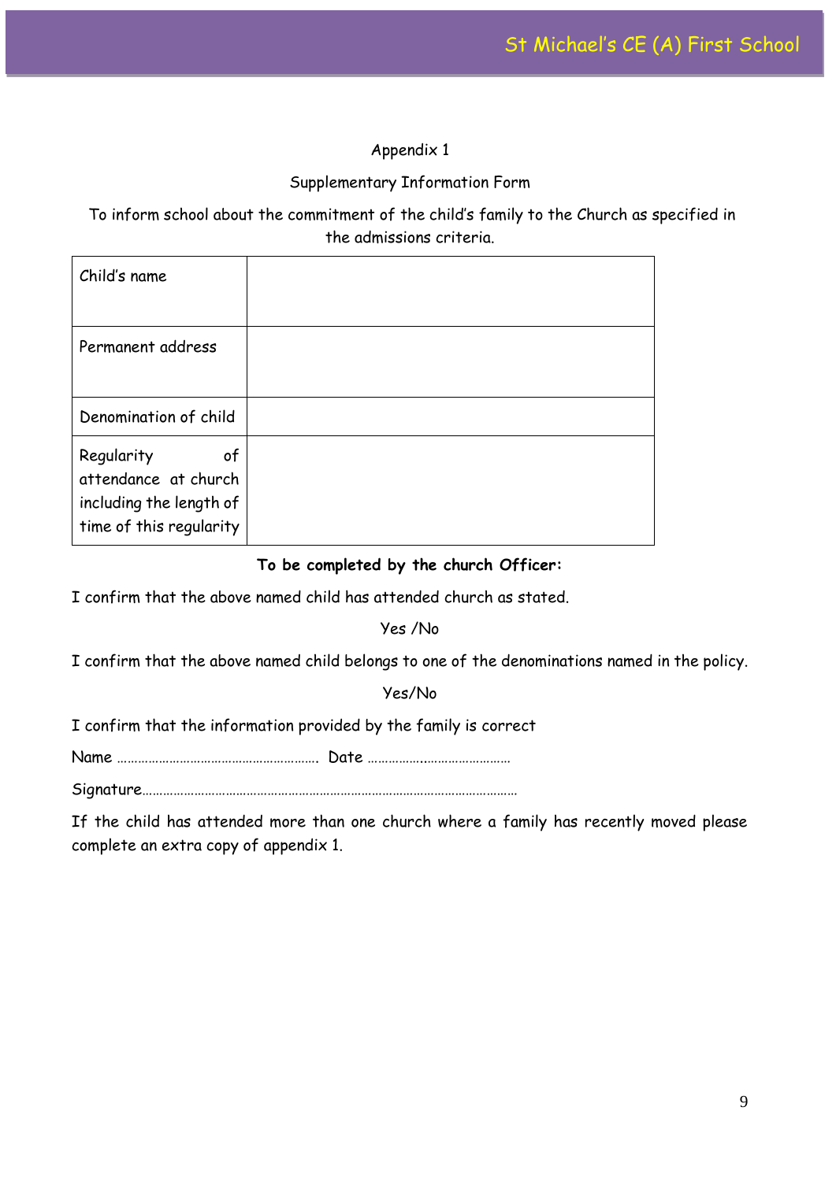## Appendix 1

### Supplementary Information Form

To inform school about the commitment of the child's family to the Church as specified in the admissions criteria.

| | |
|---|---|
| Child's name | |
| Permanent address | |
| Denomination of child | |
| Regularity of attendance at church including the length of time of this regularity | |

**To be completed by the church Officer:**

I confirm that the above named child has attended church as stated.

Yes /No

I confirm that the above named child belongs to one of the denominations named in the policy.

Yes/No

I confirm that the information provided by the family is correct

Name …………………………………………………. Date ……………..……………………

Signature………………………………………………………………………………………………

If the child has attended more than one church where a family has recently moved please complete an extra copy of appendix 1.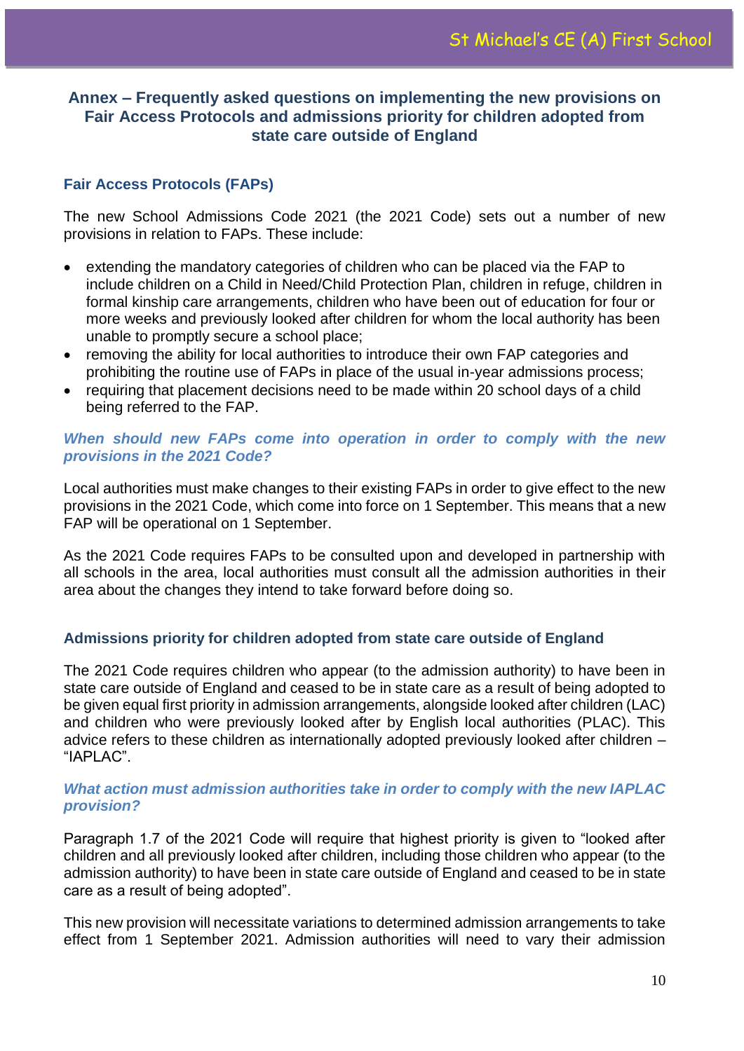## Annex – Frequently asked questions on implementing the new provisions on Fair Access Protocols and admissions priority for children adopted from state care outside of England

### Fair Access Protocols (FAPs)

The new School Admissions Code 2021 (the 2021 Code) sets out a number of new provisions in relation to FAPs. These include:

- extending the mandatory categories of children who can be placed via the FAP to include children on a Child in Need/Child Protection Plan, children in refuge, children in formal kinship care arrangements, children who have been out of education for four or more weeks and previously looked after children for whom the local authority has been unable to promptly secure a school place;
- removing the ability for local authorities to introduce their own FAP categories and prohibiting the routine use of FAPs in place of the usual in-year admissions process;
- requiring that placement decisions need to be made within 20 school days of a child being referred to the FAP.

***When should new FAPs come into operation in order to comply with the new provisions in the 2021 Code?***

Local authorities must make changes to their existing FAPs in order to give effect to the new provisions in the 2021 Code, which come into force on 1 September. This means that a new FAP will be operational on 1 September.

As the 2021 Code requires FAPs to be consulted upon and developed in partnership with all schools in the area, local authorities must consult all the admission authorities in their area about the changes they intend to take forward before doing so.

### Admissions priority for children adopted from state care outside of England

The 2021 Code requires children who appear (to the admission authority) to have been in state care outside of England and ceased to be in state care as a result of being adopted to be given equal first priority in admission arrangements, alongside looked after children (LAC) and children who were previously looked after by English local authorities (PLAC). This advice refers to these children as internationally adopted previously looked after children – "IAPLAC".

***What action must admission authorities take in order to comply with the new IAPLAC provision?***

Paragraph 1.7 of the 2021 Code will require that highest priority is given to "looked after children and all previously looked after children, including those children who appear (to the admission authority) to have been in state care outside of England and ceased to be in state care as a result of being adopted".

This new provision will necessitate variations to determined admission arrangements to take effect from 1 September 2021. Admission authorities will need to vary their admission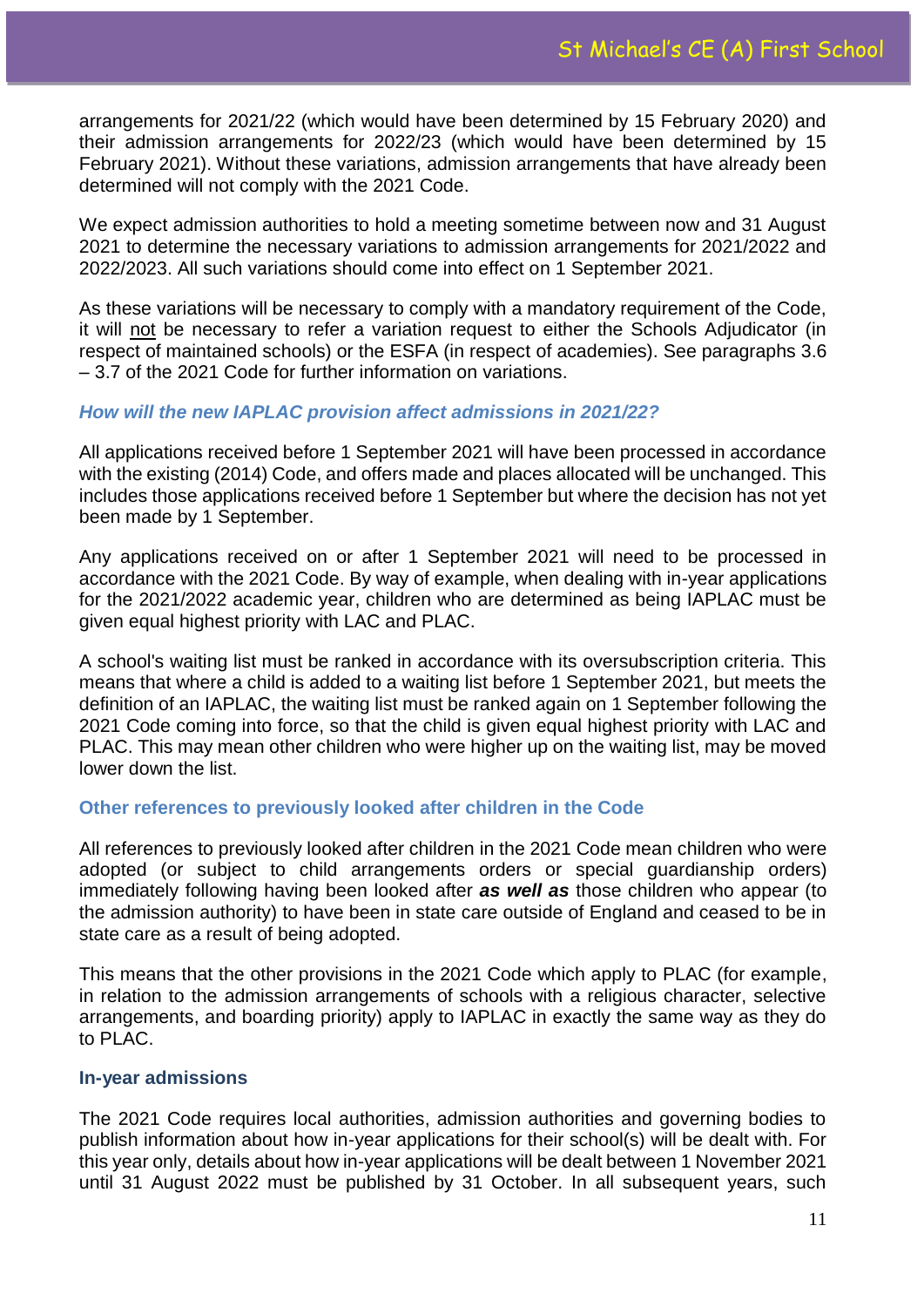arrangements for 2021/22 (which would have been determined by 15 February 2020) and their admission arrangements for 2022/23 (which would have been determined by 15 February 2021). Without these variations, admission arrangements that have already been determined will not comply with the 2021 Code.

We expect admission authorities to hold a meeting sometime between now and 31 August 2021 to determine the necessary variations to admission arrangements for 2021/2022 and 2022/2023. All such variations should come into effect on 1 September 2021.

As these variations will be necessary to comply with a mandatory requirement of the Code, it will <u>not</u> be necessary to refer a variation request to either the Schools Adjudicator (in respect of maintained schools) or the ESFA (in respect of academies). See paragraphs 3.6 – 3.7 of the 2021 Code for further information on variations.

### *How will the new IAPLAC provision affect admissions in 2021/22?*

All applications received before 1 September 2021 will have been processed in accordance with the existing (2014) Code, and offers made and places allocated will be unchanged. This includes those applications received before 1 September but where the decision has not yet been made by 1 September.

Any applications received on or after 1 September 2021 will need to be processed in accordance with the 2021 Code. By way of example, when dealing with in-year applications for the 2021/2022 academic year, children who are determined as being IAPLAC must be given equal highest priority with LAC and PLAC.

A school's waiting list must be ranked in accordance with its oversubscription criteria. This means that where a child is added to a waiting list before 1 September 2021, but meets the definition of an IAPLAC, the waiting list must be ranked again on 1 September following the 2021 Code coming into force, so that the child is given equal highest priority with LAC and PLAC. This may mean other children who were higher up on the waiting list, may be moved lower down the list.

### Other references to previously looked after children in the Code

All references to previously looked after children in the 2021 Code mean children who were adopted (or subject to child arrangements orders or special guardianship orders) immediately following having been looked after ***as well as*** those children who appear (to the admission authority) to have been in state care outside of England and ceased to be in state care as a result of being adopted.

This means that the other provisions in the 2021 Code which apply to PLAC (for example, in relation to the admission arrangements of schools with a religious character, selective arrangements, and boarding priority) apply to IAPLAC in exactly the same way as they do to PLAC.

### In-year admissions

The 2021 Code requires local authorities, admission authorities and governing bodies to publish information about how in-year applications for their school(s) will be dealt with. For this year only, details about how in-year applications will be dealt between 1 November 2021 until 31 August 2022 must be published by 31 October. In all subsequent years, such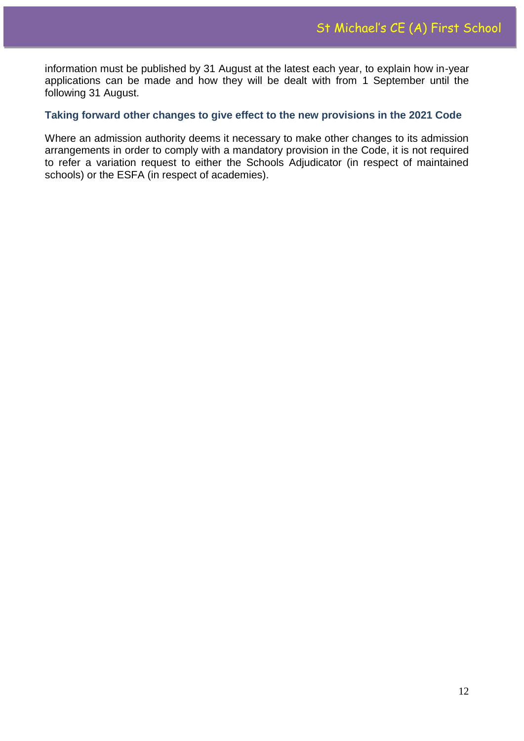information must be published by 31 August at the latest each year, to explain how in-year applications can be made and how they will be dealt with from 1 September until the following 31 August.

### Taking forward other changes to give effect to the new provisions in the 2021 Code

Where an admission authority deems it necessary to make other changes to its admission arrangements in order to comply with a mandatory provision in the Code, it is not required to refer a variation request to either the Schools Adjudicator (in respect of maintained schools) or the ESFA (in respect of academies).